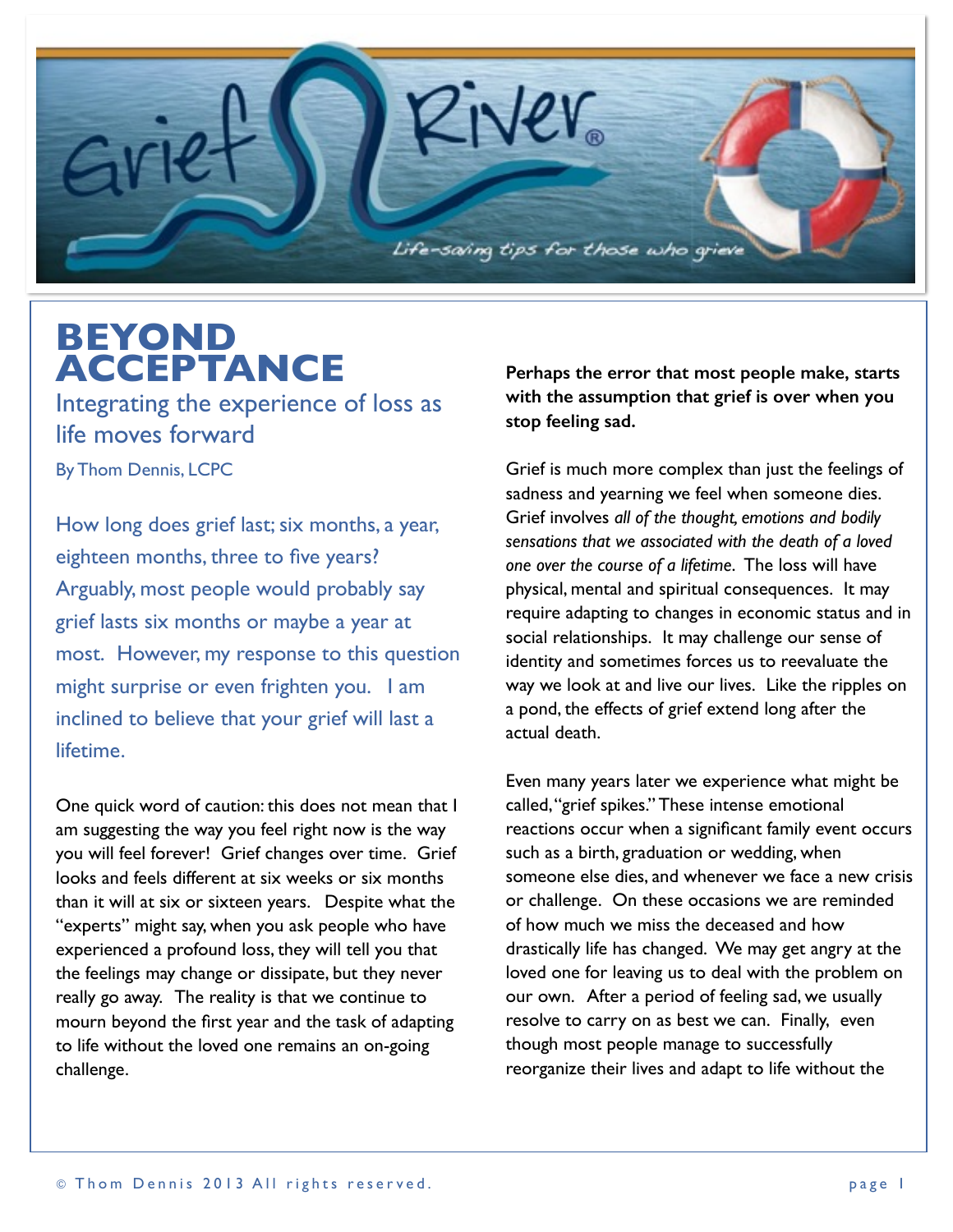Grief River®

*Life-saving tips for those who grieve*

# BEYOND ACCEPTANCE

## Integrating the experience of loss as life moves forward

By Thom Dennis, LCPC

How long does grief last; six months, a year, eighteen months, three to five years? Arguably, most people would probably say grief lasts six months or maybe a year at most. However, my response to this question might surprise or even frighten you. I am inclined to believe that your grief will last a lifetime.

One quick word of caution: this does not mean that I am suggesting the way you feel right now is the way you will feel forever! Grief changes over time. Grief looks and feels different at six weeks or six months than it will at six or sixteen years. Despite what the "experts" might say, when you ask people who have experienced a profound loss, they will tell you that the feelings may change or dissipate, but they never really go away. The reality is that we continue to mourn beyond the first year and the task of adapting to life without the loved one remains an on-going challenge.

**Perhaps the error that most people make, starts with the assumption that grief is over when you stop feeling sad.**

Grief is much more complex than just the feelings of sadness and yearning we feel when someone dies. Grief involves *all of the thought, emotions and bodily sensations that we associated with the death of a loved one over the course of a lifetime*. The loss will have physical, mental and spiritual consequences. It may require adapting to changes in economic status and in social relationships. It may challenge our sense of identity and sometimes forces us to reevaluate the way we look at and live our lives. Like the ripples on a pond, the effects of grief extend long after the actual death.

Even many years later we experience what might be called, "grief spikes." These intense emotional reactions occur when a significant family event occurs such as a birth, graduation or wedding, when someone else dies, and whenever we face a new crisis or challenge. On these occasions we are reminded of how much we miss the deceased and how drastically life has changed. We may get angry at the loved one for leaving us to deal with the problem on our own. After a period of feeling sad, we usually resolve to carry on as best we can. Finally, even though most people manage to successfully reorganize their lives and adapt to life without the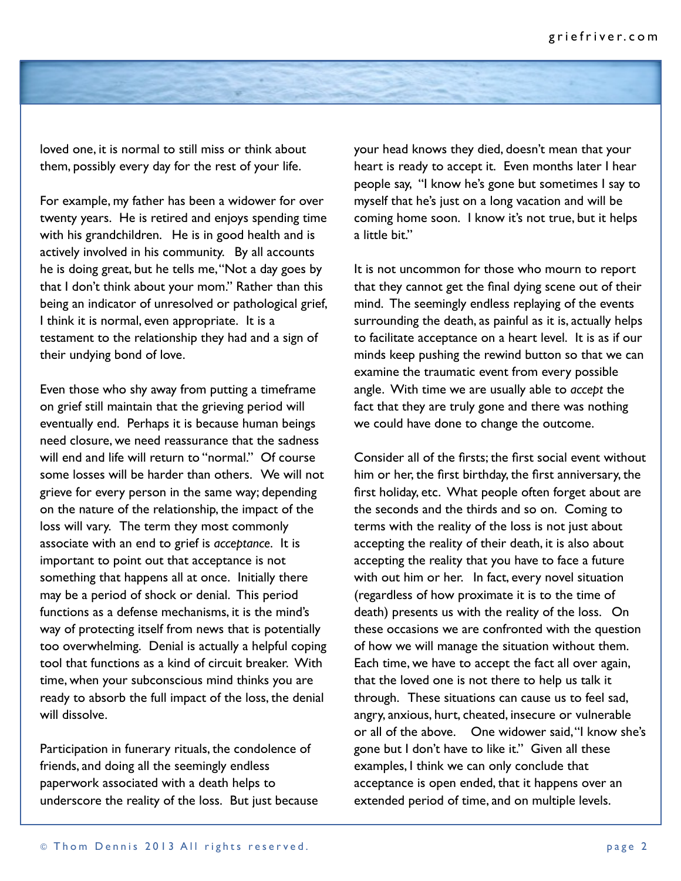loved one, it is normal to still miss or think about them, possibly every day for the rest of your life.

For example, my father has been a widower for over twenty years. He is retired and enjoys spending time with his grandchildren. He is in good health and is actively involved in his community. By all accounts he is doing great, but he tells me, "Not a day goes by that I don't think about your mom." Rather than this being an indicator of unresolved or pathological grief, I think it is normal, even appropriate. It is a testament to the relationship they had and a sign of their undying bond of love.

Even those who shy away from putting a timeframe on grief still maintain that the grieving period will eventually end. Perhaps it is because human beings need closure, we need reassurance that the sadness will end and life will return to "normal." Of course some losses will be harder than others. We will not grieve for every person in the same way; depending on the nature of the relationship, the impact of the loss will vary. The term they most commonly associate with an end to grief is *acceptance*. It is important to point out that acceptance is not something that happens all at once. Initially there may be a period of shock or denial. This period functions as a defense mechanisms, it is the mind's way of protecting itself from news that is potentially too overwhelming. Denial is actually a helpful coping tool that functions as a kind of circuit breaker. With time, when your subconscious mind thinks you are ready to absorb the full impact of the loss, the denial will dissolve.

Participation in funerary rituals, the condolence of friends, and doing all the seemingly endless paperwork associated with a death helps to underscore the reality of the loss. But just because your head knows they died, doesn't mean that your heart is ready to accept it. Even months later I hear people say, "I know he's gone but sometimes I say to myself that he's just on a long vacation and will be coming home soon. I know it's not true, but it helps a little bit."

It is not uncommon for those who mourn to report that they cannot get the final dying scene out of their mind. The seemingly endless replaying of the events surrounding the death, as painful as it is, actually helps to facilitate acceptance on a heart level. It is as if our minds keep pushing the rewind button so that we can examine the traumatic event from every possible angle. With time we are usually able to *accept* the fact that they are truly gone and there was nothing we could have done to change the outcome.

Consider all of the firsts; the first social event without him or her, the first birthday, the first anniversary, the first holiday, etc. What people often forget about are the seconds and the thirds and so on. Coming to terms with the reality of the loss is not just about accepting the reality of their death, it is also about accepting the reality that you have to face a future with out him or her. In fact, every novel situation (regardless of how proximate it is to the time of death) presents us with the reality of the loss. On these occasions we are confronted with the question of how we will manage the situation without them. Each time, we have to accept the fact all over again, that the loved one is not there to help us talk it through. These situations can cause us to feel sad, angry, anxious, hurt, cheated, insecure or vulnerable or all of the above. One widower said, "I know she's gone but I don't have to like it." Given all these examples, I think we can only conclude that acceptance is open ended, that it happens over an extended period of time, and on multiple levels.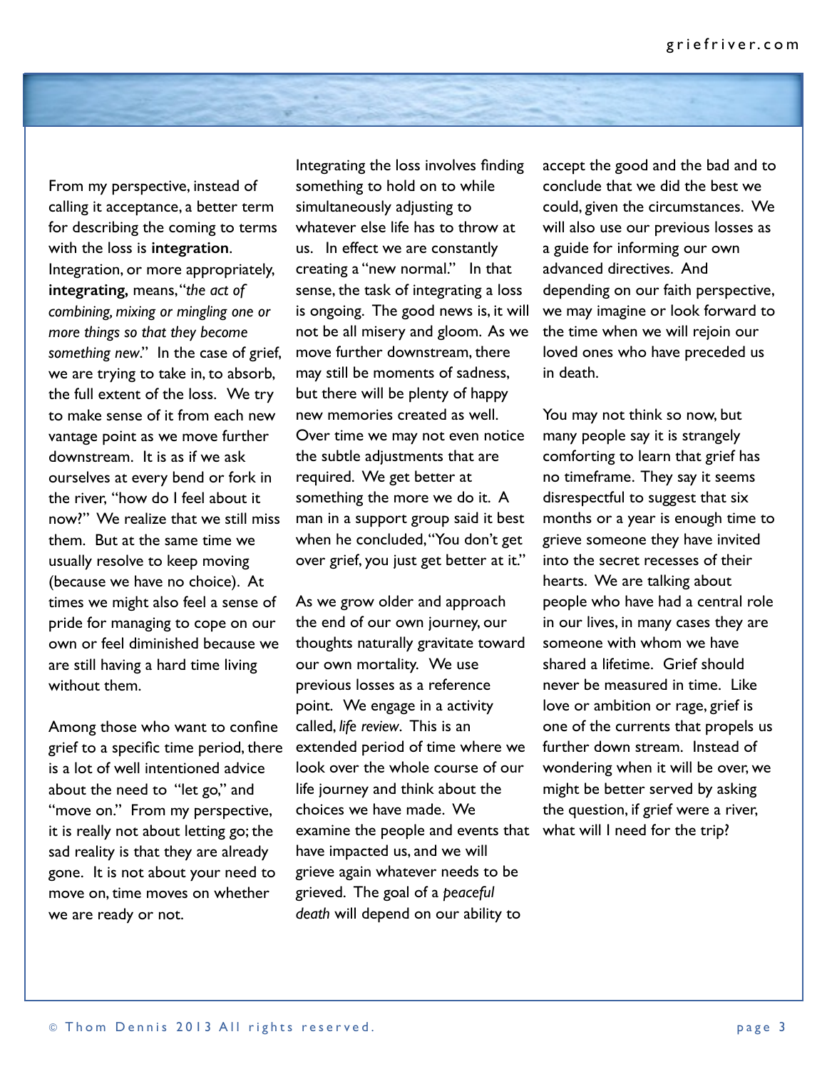From my perspective, instead of calling it acceptance, a better term for describing the coming to terms with the loss is **integration**. Integration, or more appropriately, **integrating,** means, "*the act of combining, mixing or mingling one or more things so that they become something new*." In the case of grief, we are trying to take in, to absorb, the full extent of the loss. We try to make sense of it from each new vantage point as we move further downstream. It is as if we ask ourselves at every bend or fork in the river, "how do I feel about it now?" We realize that we still miss them. But at the same time we usually resolve to keep moving (because we have no choice). At times we might also feel a sense of pride for managing to cope on our own or feel diminished because we are still having a hard time living without them.

Among those who want to confine grief to a specific time period, there is a lot of well intentioned advice about the need to "let go," and "move on." From my perspective, it is really not about letting go; the sad reality is that they are already gone. It is not about your need to move on, time moves on whether we are ready or not.

Integrating the loss involves finding something to hold on to while simultaneously adjusting to whatever else life has to throw at us. In effect we are constantly creating a "new normal." In that sense, the task of integrating a loss is ongoing. The good news is, it will not be all misery and gloom. As we move further downstream, there may still be moments of sadness, but there will be plenty of happy new memories created as well. Over time we may not even notice the subtle adjustments that are required. We get better at something the more we do it. A man in a support group said it best when he concluded, "You don't get over grief, you just get better at it."

As we grow older and approach the end of our own journey, our thoughts naturally gravitate toward our own mortality. We use previous losses as a reference point. We engage in a activity called, *life review*. This is an extended period of time where we look over the whole course of our life journey and think about the choices we have made. We examine the people and events that have impacted us, and we will grieve again whatever needs to be grieved. The goal of a *peaceful death* will depend on our ability to accept the good and the bad and to conclude that we did the best we could, given the circumstances. We will also use our previous losses as a guide for informing our own advanced directives. And depending on our faith perspective, we may imagine or look forward to the time when we will rejoin our loved ones who have preceded us in death.

You may not think so now, but many people say it is strangely comforting to learn that grief has no timeframe. They say it seems disrespectful to suggest that six months or a year is enough time to grieve someone they have invited into the secret recesses of their hearts. We are talking about people who have had a central role in our lives, in many cases they are someone with whom we have shared a lifetime. Grief should never be measured in time. Like love or ambition or rage, grief is one of the currents that propels us further down stream. Instead of wondering when it will be over, we might be better served by asking the question, if grief were a river, what will I need for the trip?